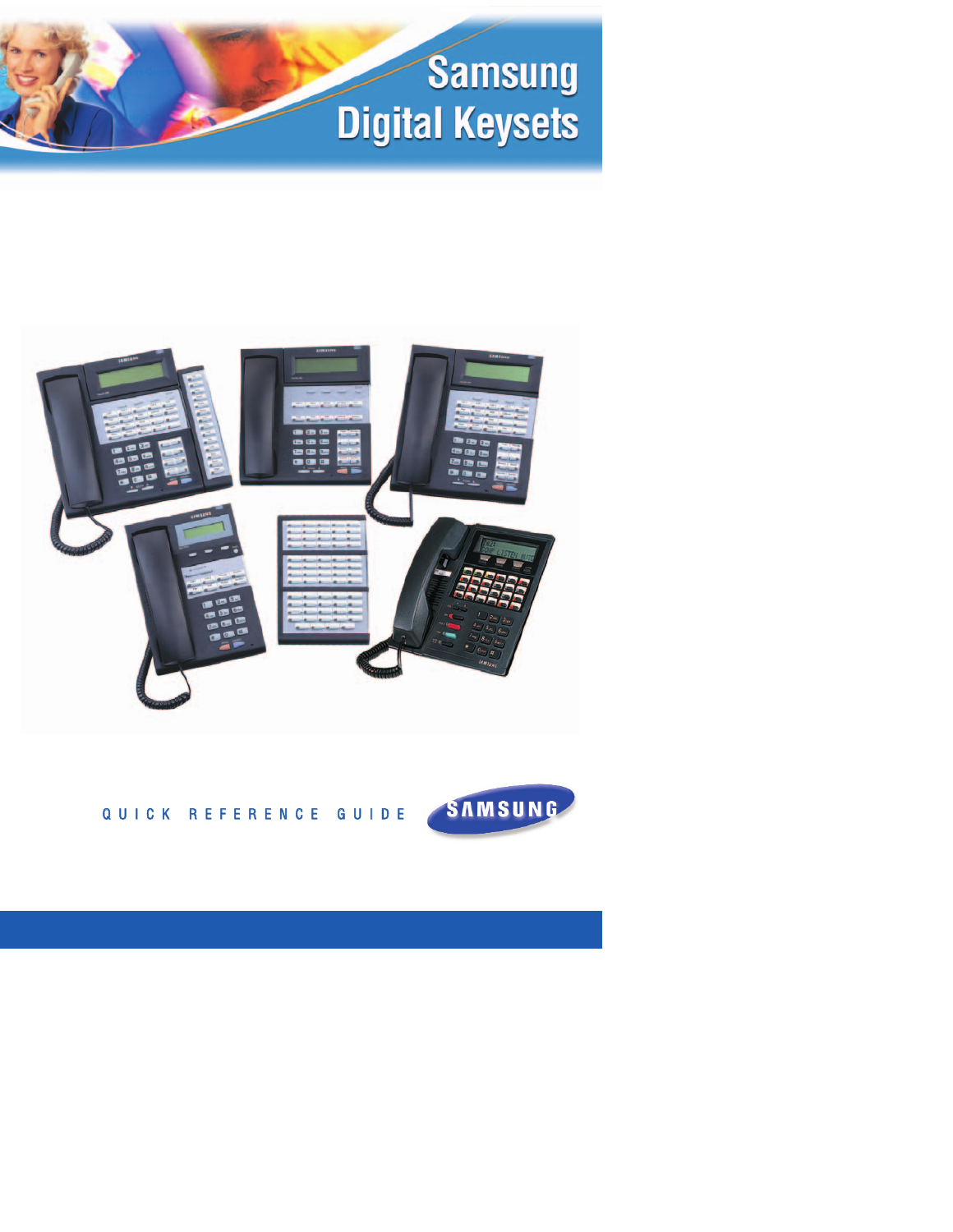# Samsung Digital Keysets

QUICK REFERENCE GUIDE

SAMSUNG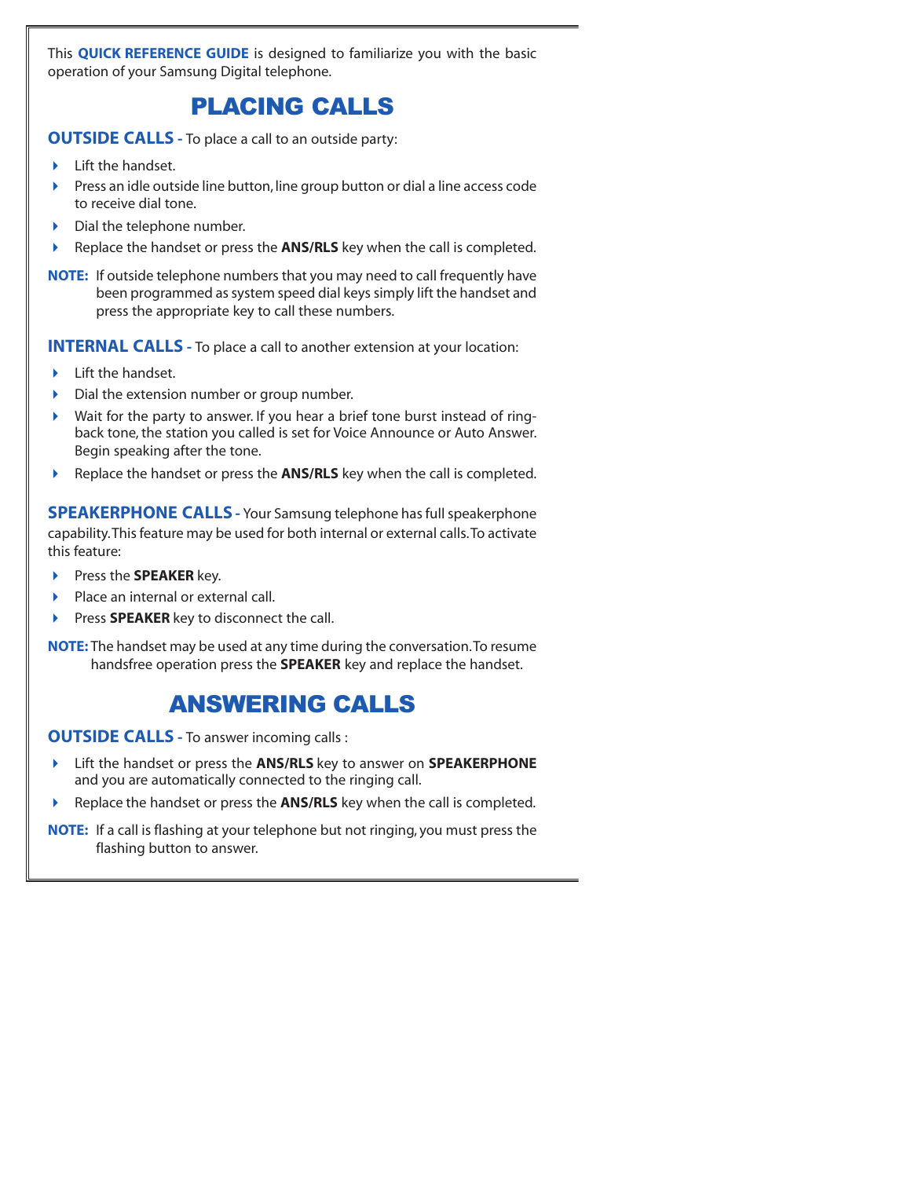This **QUICK REFERENCE GUIDE** is designed to familiarize you with the basic operation of your Samsung Digital telephone.

# PLACING CALLS

**OUTSIDE CALLS** - To place a call to an outside party:

- Lift the handset.
- Press an idle outside line button, line group button or dial a line access code to receive dial tone.
- Dial the telephone number.
- Replace the handset or press the **ANS/RLS** key when the call is completed.

**NOTE:** If outside telephone numbers that you may need to call frequently have been programmed as system speed dial keys simply lift the handset and press the appropriate key to call these numbers.

**INTERNAL CALLS** - To place a call to another extension at your location:

- Lift the handset.
- Dial the extension number or group number.
- Wait for the party to answer. If you hear a brief tone burst instead of ring-back tone, the station you called is set for Voice Announce or Auto Answer. Begin speaking after the tone.
- Replace the handset or press the **ANS/RLS** key when the call is completed.

**SPEAKERPHONE CALLS** - Your Samsung telephone has full speakerphone capability. This feature may be used for both internal or external calls. To activate this feature:

- Press the **SPEAKER** key.
- Place an internal or external call.
- Press **SPEAKER** key to disconnect the call.

**NOTE:** The handset may be used at any time during the conversation. To resume handsfree operation press the **SPEAKER** key and replace the handset.

# ANSWERING CALLS

**OUTSIDE CALLS** - To answer incoming calls :

- Lift the handset or press the **ANS/RLS** key to answer on **SPEAKERPHONE** and you are automatically connected to the ringing call.
- Replace the handset or press the **ANS/RLS** key when the call is completed.

**NOTE:** If a call is flashing at your telephone but not ringing, you must press the flashing button to answer.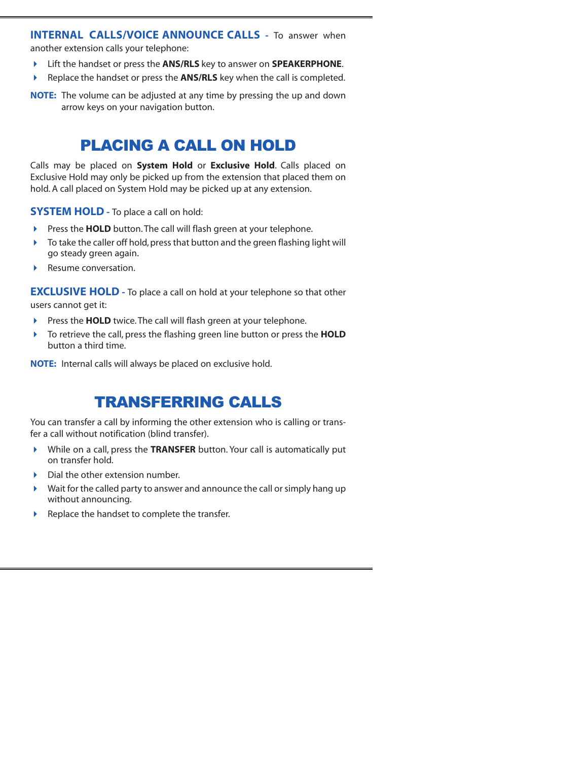**INTERNAL CALLS/VOICE ANNOUNCE CALLS -** To answer when another extension calls your telephone:

- Lift the handset or press the **ANS/RLS** key to answer on **SPEAKERPHONE**.
- Replace the handset or press the **ANS/RLS** key when the call is completed.

**NOTE:** The volume can be adjusted at any time by pressing the up and down arrow keys on your navigation button.

## PLACING A CALL ON HOLD

Calls may be placed on **System Hold** or **Exclusive Hold**. Calls placed on Exclusive Hold may only be picked up from the extension that placed them on hold. A call placed on System Hold may be picked up at any extension.

**SYSTEM HOLD -** To place a call on hold:

- Press the **HOLD** button. The call will flash green at your telephone.
- To take the caller off hold, press that button and the green flashing light will go steady green again.
- Resume conversation.

**EXCLUSIVE HOLD -** To place a call on hold at your telephone so that other users cannot get it:

- Press the **HOLD** twice. The call will flash green at your telephone.
- To retrieve the call, press the flashing green line button or press the **HOLD** button a third time.

**NOTE:** Internal calls will always be placed on exclusive hold.

## TRANSFERRING CALLS

You can transfer a call by informing the other extension who is calling or transfer a call without notification (blind transfer).

- While on a call, press the **TRANSFER** button. Your call is automatically put on transfer hold.
- Dial the other extension number.
- Wait for the called party to answer and announce the call or simply hang up without announcing.
- Replace the handset to complete the transfer.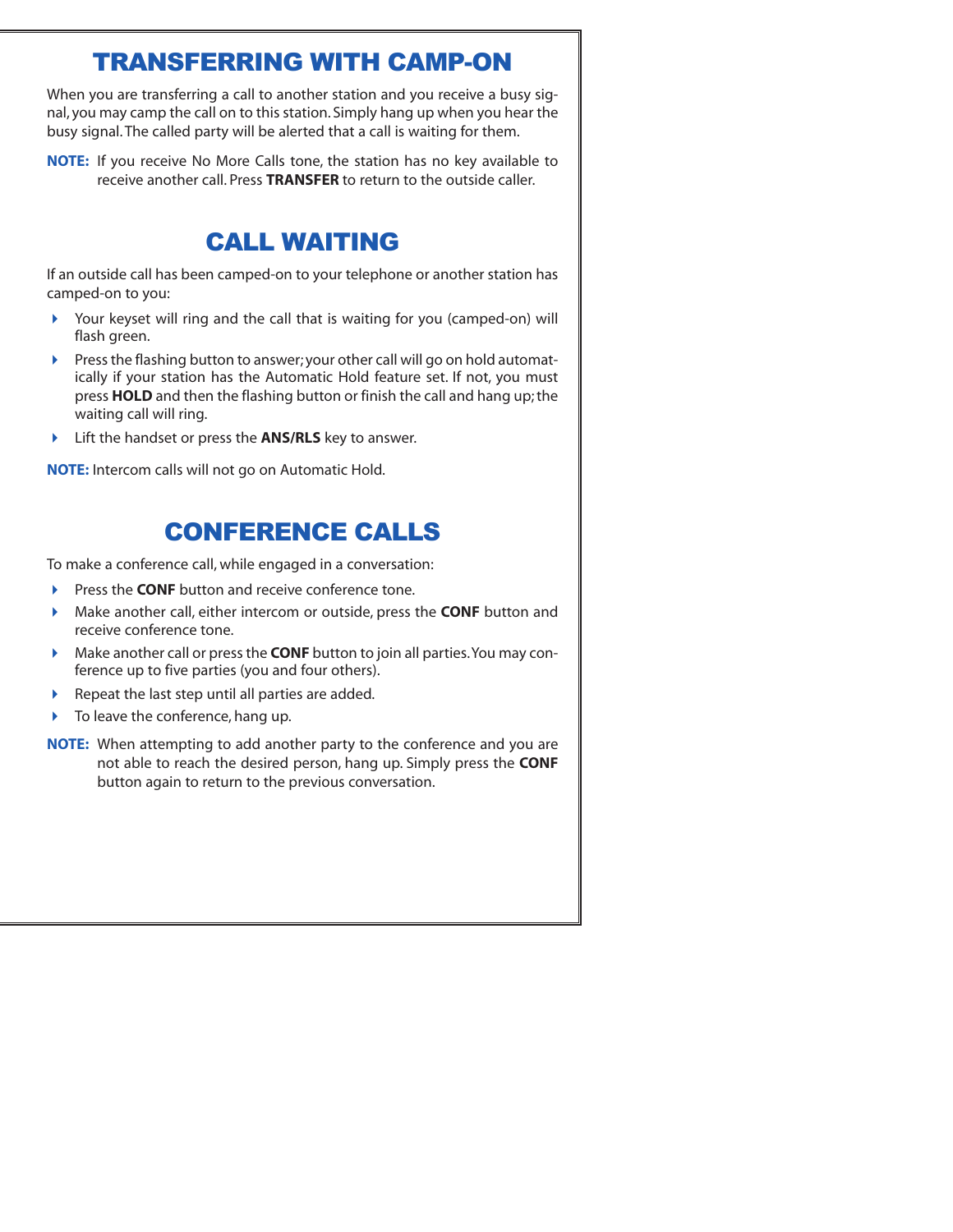## TRANSFERRING WITH CAMP-ON

When you are transferring a call to another station and you receive a busy signal, you may camp the call on to this station. Simply hang up when you hear the busy signal. The called party will be alerted that a call is waiting for them.

**NOTE:** If you receive No More Calls tone, the station has no key available to receive another call. Press **TRANSFER** to return to the outside caller.

## CALL WAITING

If an outside call has been camped-on to your telephone or another station has camped-on to you:

- Your keyset will ring and the call that is waiting for you (camped-on) will flash green.
- Press the flashing button to answer; your other call will go on hold automatically if your station has the Automatic Hold feature set. If not, you must press **HOLD** and then the flashing button or finish the call and hang up; the waiting call will ring.
- Lift the handset or press the **ANS/RLS** key to answer.

**NOTE:** Intercom calls will not go on Automatic Hold.

## CONFERENCE CALLS

To make a conference call, while engaged in a conversation:

- Press the **CONF** button and receive conference tone.
- Make another call, either intercom or outside, press the **CONF** button and receive conference tone.
- Make another call or press the **CONF** button to join all parties. You may conference up to five parties (you and four others).
- Repeat the last step until all parties are added.
- To leave the conference, hang up.

**NOTE:** When attempting to add another party to the conference and you are not able to reach the desired person, hang up. Simply press the **CONF** button again to return to the previous conversation.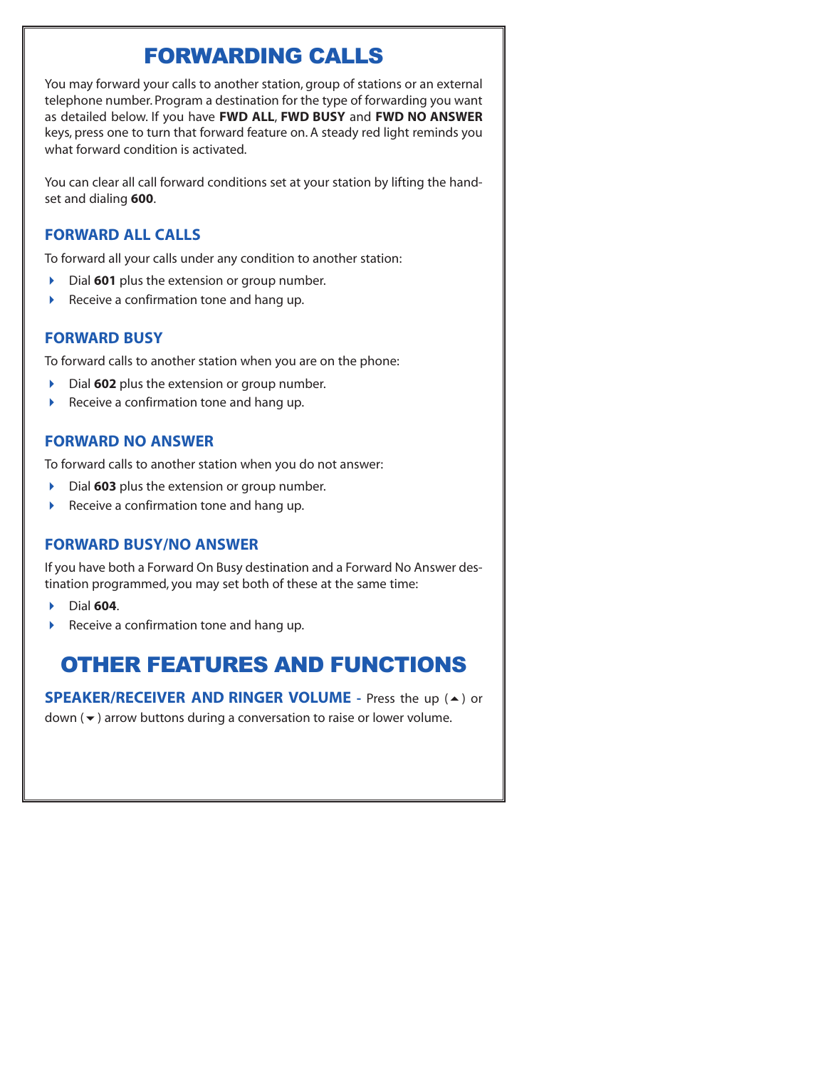# FORWARDING CALLS

You may forward your calls to another station, group of stations or an external telephone number. Program a destination for the type of forwarding you want as detailed below. If you have **FWD ALL**, **FWD BUSY** and **FWD NO ANSWER** keys, press one to turn that forward feature on. A steady red light reminds you what forward condition is activated.

You can clear all call forward conditions set at your station by lifting the handset and dialing **600**.

## FORWARD ALL CALLS

To forward all your calls under any condition to another station:

- Dial **601** plus the extension or group number.
- Receive a confirmation tone and hang up.

## FORWARD BUSY

To forward calls to another station when you are on the phone:

- Dial **602** plus the extension or group number.
- Receive a confirmation tone and hang up.

## FORWARD NO ANSWER

To forward calls to another station when you do not answer:

- Dial **603** plus the extension or group number.
- Receive a confirmation tone and hang up.

## FORWARD BUSY/NO ANSWER

If you have both a Forward On Busy destination and a Forward No Answer destination programmed, you may set both of these at the same time:

- Dial **604**.
- Receive a confirmation tone and hang up.

# OTHER FEATURES AND FUNCTIONS

**SPEAKER/RECEIVER AND RINGER VOLUME -** Press the up (▲) or down (▼) arrow buttons during a conversation to raise or lower volume.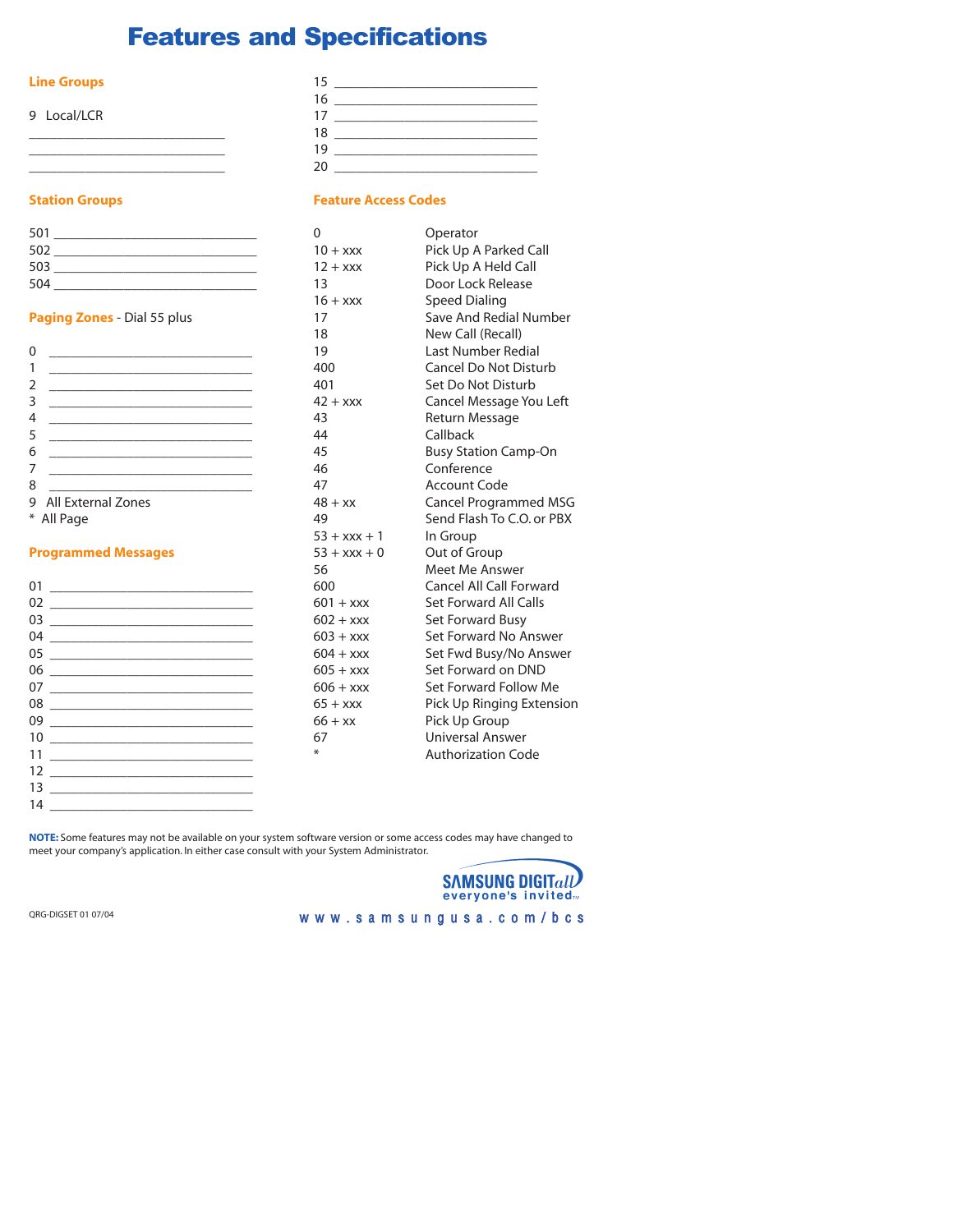# Features and Specifications

## Line Groups

9 Local/LCR
______________________________
______________________________
______________________________

## Station Groups

501 ______________________________
502 ______________________________
503 ______________________________
504 ______________________________

## Paging Zones - Dial 55 plus

0 ______________________________
1 ______________________________
2 ______________________________
3 ______________________________
4 ______________________________
5 ______________________________
6 ______________________________
7 ______________________________
8 ______________________________
9 All External Zones
* All Page

## Programmed Messages

01 ______________________________
02 ______________________________
03 ______________________________
04 ______________________________
05 ______________________________
06 ______________________________
07 ______________________________
08 ______________________________
09 ______________________________
10 ______________________________
11 ______________________________
12 ______________________________
13 ______________________________
14 ______________________________
15 ______________________________
16 ______________________________
17 ______________________________
18 ______________________________
19 ______________________________
20 ______________________________

## Feature Access Codes

| | |
|---|---|
| 0 | Operator |
| 10 + xxx | Pick Up A Parked Call |
| 12 + xxx | Pick Up A Held Call |
| 13 | Door Lock Release |
| 16 + xxx | Speed Dialing |
| 17 | Save And Redial Number |
| 18 | New Call (Recall) |
| 19 | Last Number Redial |
| 400 | Cancel Do Not Disturb |
| 401 | Set Do Not Disturb |
| 42 + xxx | Cancel Message You Left |
| 43 | Return Message |
| 44 | Callback |
| 45 | Busy Station Camp-On |
| 46 | Conference |
| 47 | Account Code |
| 48 + xx | Cancel Programmed MSG |
| 49 | Send Flash To C.O. or PBX |
| 53 + xxx + 1 | In Group |
| 53 + xxx + 0 | Out of Group |
| 56 | Meet Me Answer |
| 600 | Cancel All Call Forward |
| 601 + xxx | Set Forward All Calls |
| 602 + xxx | Set Forward Busy |
| 603 + xxx | Set Forward No Answer |
| 604 + xxx | Set Fwd Busy/No Answer |
| 605 + xxx | Set Forward on DND |
| 606 + xxx | Set Forward Follow Me |
| 65 + xxx | Pick Up Ringing Extension |
| 66 + xx | Pick Up Group |
| 67 | Universal Answer |
| * | Authorization Code |

**NOTE:** Some features may not be available on your system software version or some access codes may have changed to meet your company's application. In either case consult with your System Administrator.

SAMSUNG DIGITall
everyone's invited™

QRG-DIGSET 01 07/04

www.samsungusa.com/bcs